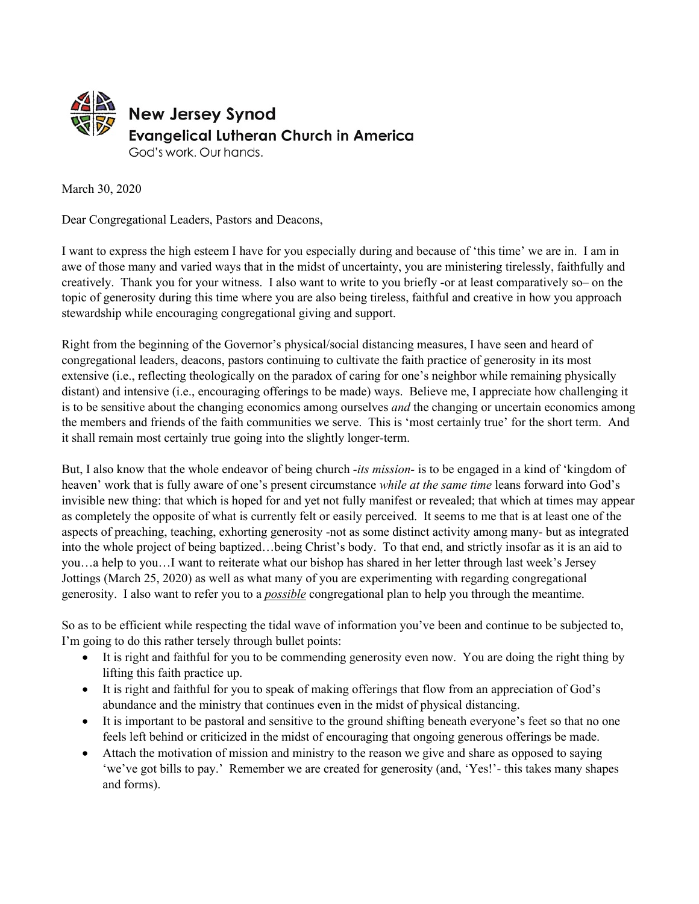**New Jersey Synod**
**Evangelical Lutheran Church in America**
God's work. Our hands.

March 30, 2020

Dear Congregational Leaders, Pastors and Deacons,

I want to express the high esteem I have for you especially during and because of 'this time' we are in. I am in awe of those many and varied ways that in the midst of uncertainty, you are ministering tirelessly, faithfully and creatively. Thank you for your witness. I also want to write to you briefly -or at least comparatively so– on the topic of generosity during this time where you are also being tireless, faithful and creative in how you approach stewardship while encouraging congregational giving and support.

Right from the beginning of the Governor's physical/social distancing measures, I have seen and heard of congregational leaders, deacons, pastors continuing to cultivate the faith practice of generosity in its most extensive (i.e., reflecting theologically on the paradox of caring for one's neighbor while remaining physically distant) and intensive (i.e., encouraging offerings to be made) ways. Believe me, I appreciate how challenging it is to be sensitive about the changing economics among ourselves *and* the changing or uncertain economics among the members and friends of the faith communities we serve. This is 'most certainly true' for the short term. And it shall remain most certainly true going into the slightly longer-term.

But, I also know that the whole endeavor of being church *-its mission-* is to be engaged in a kind of 'kingdom of heaven' work that is fully aware of one's present circumstance *while at the same time* leans forward into God's invisible new thing: that which is hoped for and yet not fully manifest or revealed; that which at times may appear as completely the opposite of what is currently felt or easily perceived. It seems to me that is at least one of the aspects of preaching, teaching, exhorting generosity -not as some distinct activity among many- but as integrated into the whole project of being baptized…being Christ's body. To that end, and strictly insofar as it is an aid to you…a help to you…I want to reiterate what our bishop has shared in her letter through last week's Jersey Jottings (March 25, 2020) as well as what many of you are experimenting with regarding congregational generosity. I also want to refer you to a ***possible*** congregational plan to help you through the meantime.

So as to be efficient while respecting the tidal wave of information you've been and continue to be subjected to, I'm going to do this rather tersely through bullet points:

- It is right and faithful for you to be commending generosity even now. You are doing the right thing by lifting this faith practice up.
- It is right and faithful for you to speak of making offerings that flow from an appreciation of God's abundance and the ministry that continues even in the midst of physical distancing.
- It is important to be pastoral and sensitive to the ground shifting beneath everyone's feet so that no one feels left behind or criticized in the midst of encouraging that ongoing generous offerings be made.
- Attach the motivation of mission and ministry to the reason we give and share as opposed to saying 'we've got bills to pay.' Remember we are created for generosity (and, 'Yes!'- this takes many shapes and forms).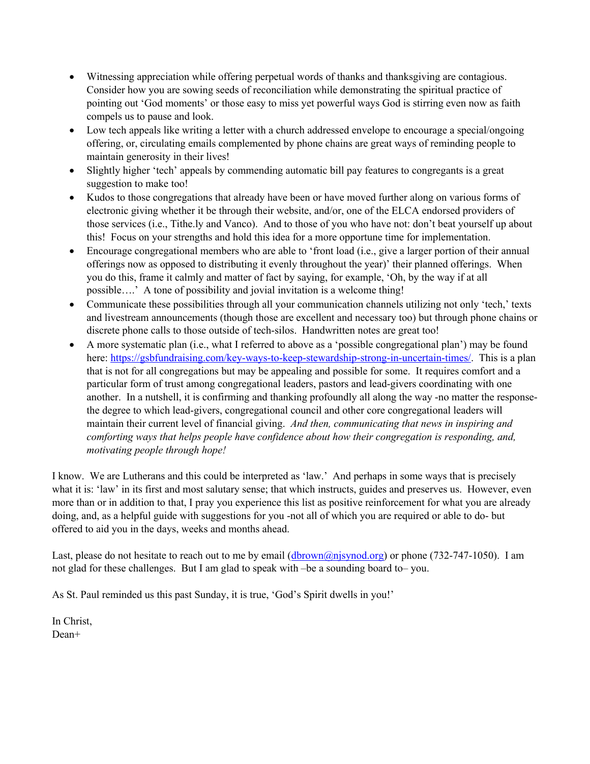- Witnessing appreciation while offering perpetual words of thanks and thanksgiving are contagious. Consider how you are sowing seeds of reconciliation while demonstrating the spiritual practice of pointing out 'God moments' or those easy to miss yet powerful ways God is stirring even now as faith compels us to pause and look.
- Low tech appeals like writing a letter with a church addressed envelope to encourage a special/ongoing offering, or, circulating emails complemented by phone chains are great ways of reminding people to maintain generosity in their lives!
- Slightly higher 'tech' appeals by commending automatic bill pay features to congregants is a great suggestion to make too!
- Kudos to those congregations that already have been or have moved further along on various forms of electronic giving whether it be through their website, and/or, one of the ELCA endorsed providers of those services (i.e., Tithe.ly and Vanco). And to those of you who have not: don't beat yourself up about this! Focus on your strengths and hold this idea for a more opportune time for implementation.
- Encourage congregational members who are able to 'front load (i.e., give a larger portion of their annual offerings now as opposed to distributing it evenly throughout the year)' their planned offerings. When you do this, frame it calmly and matter of fact by saying, for example, 'Oh, by the way if at all possible….' A tone of possibility and jovial invitation is a welcome thing!
- Communicate these possibilities through all your communication channels utilizing not only 'tech,' texts and livestream announcements (though those are excellent and necessary too) but through phone chains or discrete phone calls to those outside of tech-silos. Handwritten notes are great too!
- A more systematic plan (i.e., what I referred to above as a 'possible congregational plan') may be found here: [https://gsbfundraising.com/key-ways-to-keep-stewardship-strong-in-uncertain-times/](https://gsbfundraising.com/key-ways-to-keep-stewardship-strong-in-uncertain-times/). This is a plan that is not for all congregations but may be appealing and possible for some. It requires comfort and a particular form of trust among congregational leaders, pastors and lead-givers coordinating with one another. In a nutshell, it is confirming and thanking profoundly all along the way -no matter the response- the degree to which lead-givers, congregational council and other core congregational leaders will maintain their current level of financial giving. *And then, communicating that news in inspiring and comforting ways that helps people have confidence about how their congregation is responding, and, motivating people through hope!*

I know. We are Lutherans and this could be interpreted as 'law.' And perhaps in some ways that is precisely what it is: 'law' in its first and most salutary sense; that which instructs, guides and preserves us. However, even more than or in addition to that, I pray you experience this list as positive reinforcement for what you are already doing, and, as a helpful guide with suggestions for you -not all of which you are required or able to do- but offered to aid you in the days, weeks and months ahead.

Last, please do not hesitate to reach out to me by email ([dbrown@njsynod.org](mailto:dbrown@njsynod.org)) or phone (732-747-1050). I am not glad for these challenges. But I am glad to speak with –be a sounding board to– you.

As St. Paul reminded us this past Sunday, it is true, 'God's Spirit dwells in you!'

In Christ,
Dean+